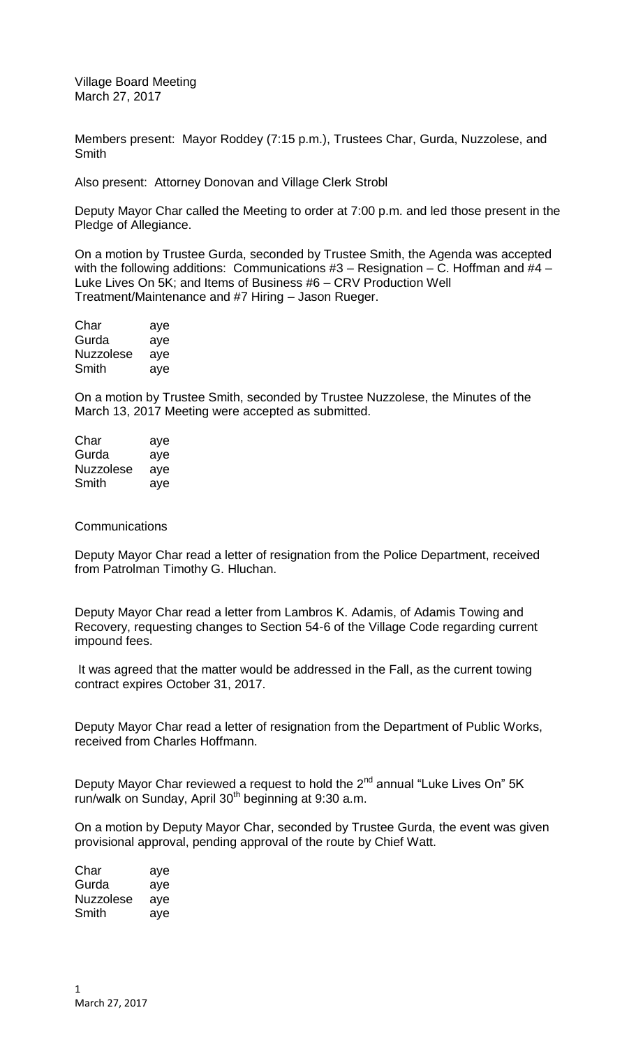Village Board Meeting
March 27, 2017

Members present: Mayor Roddey (7:15 p.m.), Trustees Char, Gurda, Nuzzolese, and Smith

Also present: Attorney Donovan and Village Clerk Strobl

Deputy Mayor Char called the Meeting to order at 7:00 p.m. and led those present in the Pledge of Allegiance.

On a motion by Trustee Gurda, seconded by Trustee Smith, the Agenda was accepted with the following additions: Communications #3 – Resignation – C. Hoffman and #4 – Luke Lives On 5K; and Items of Business #6 – CRV Production Well Treatment/Maintenance and #7 Hiring – Jason Rueger.

| | |
|---|---|
| Char | aye |
| Gurda | aye |
| Nuzzolese | aye |
| Smith | aye |

On a motion by Trustee Smith, seconded by Trustee Nuzzolese, the Minutes of the March 13, 2017 Meeting were accepted as submitted.

| | |
|---|---|
| Char | aye |
| Gurda | aye |
| Nuzzolese | aye |
| Smith | aye |

Communications

Deputy Mayor Char read a letter of resignation from the Police Department, received from Patrolman Timothy G. Hluchan.

Deputy Mayor Char read a letter from Lambros K. Adamis, of Adamis Towing and Recovery, requesting changes to Section 54-6 of the Village Code regarding current impound fees.

It was agreed that the matter would be addressed in the Fall, as the current towing contract expires October 31, 2017.

Deputy Mayor Char read a letter of resignation from the Department of Public Works, received from Charles Hoffmann.

Deputy Mayor Char reviewed a request to hold the 2nd annual "Luke Lives On" 5K run/walk on Sunday, April 30th beginning at 9:30 a.m.

On a motion by Deputy Mayor Char, seconded by Trustee Gurda, the event was given provisional approval, pending approval of the route by Chief Watt.

| | |
|---|---|
| Char | aye |
| Gurda | aye |
| Nuzzolese | aye |
| Smith | aye |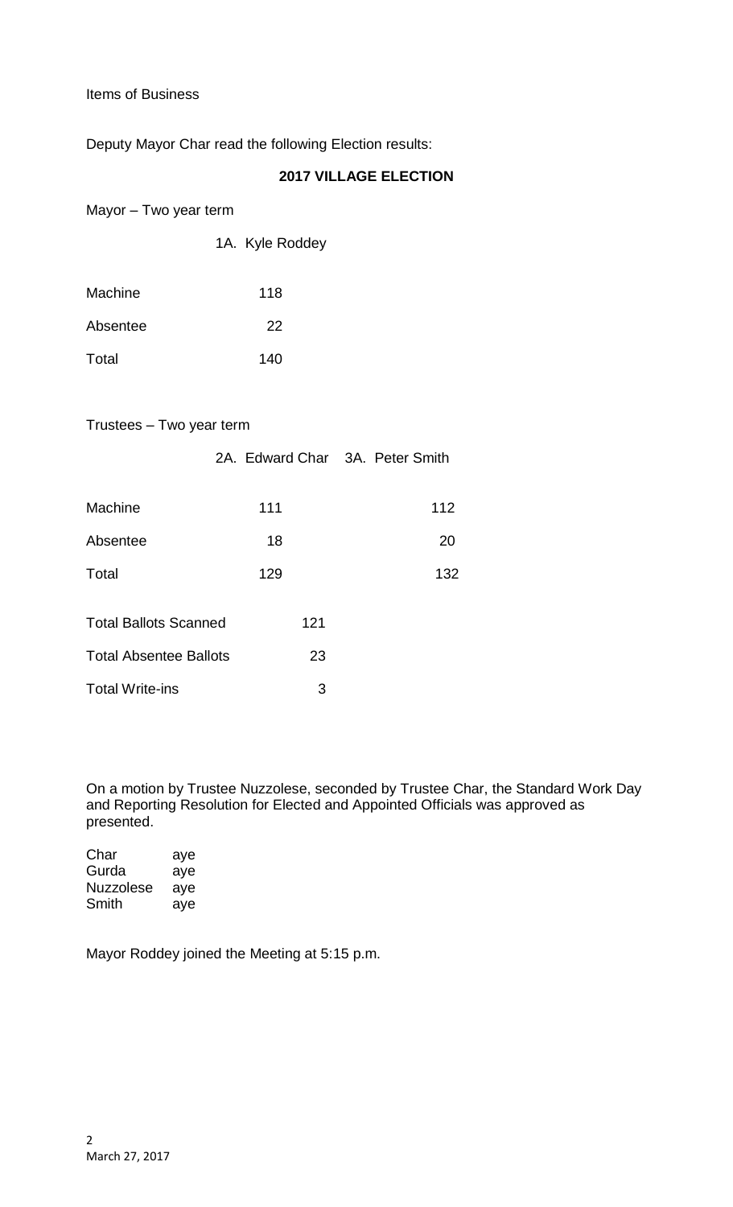Items of Business

Deputy Mayor Char read the following Election results:

**2017 VILLAGE ELECTION**

Mayor – Two year term

| | 1A. Kyle Roddey |
|---|---|
| Machine | 118 |
| Absentee | 22 |
| Total | 140 |

Trustees – Two year term

| | 2A. Edward Char | 3A. Peter Smith |
|---|---|---|
| Machine | 111 | 112 |
| Absentee | 18 | 20 |
| Total | 129 | 132 |

| | |
|---|---|
| Total Ballots Scanned | 121 |
| Total Absentee Ballots | 23 |
| Total Write-ins | 3 |

On a motion by Trustee Nuzzolese, seconded by Trustee Char, the Standard Work Day and Reporting Resolution for Elected and Appointed Officials was approved as presented.

| | |
|---|---|
| Char | aye |
| Gurda | aye |
| Nuzzolese | aye |
| Smith | aye |

Mayor Roddey joined the Meeting at 5:15 p.m.

March 27, 2017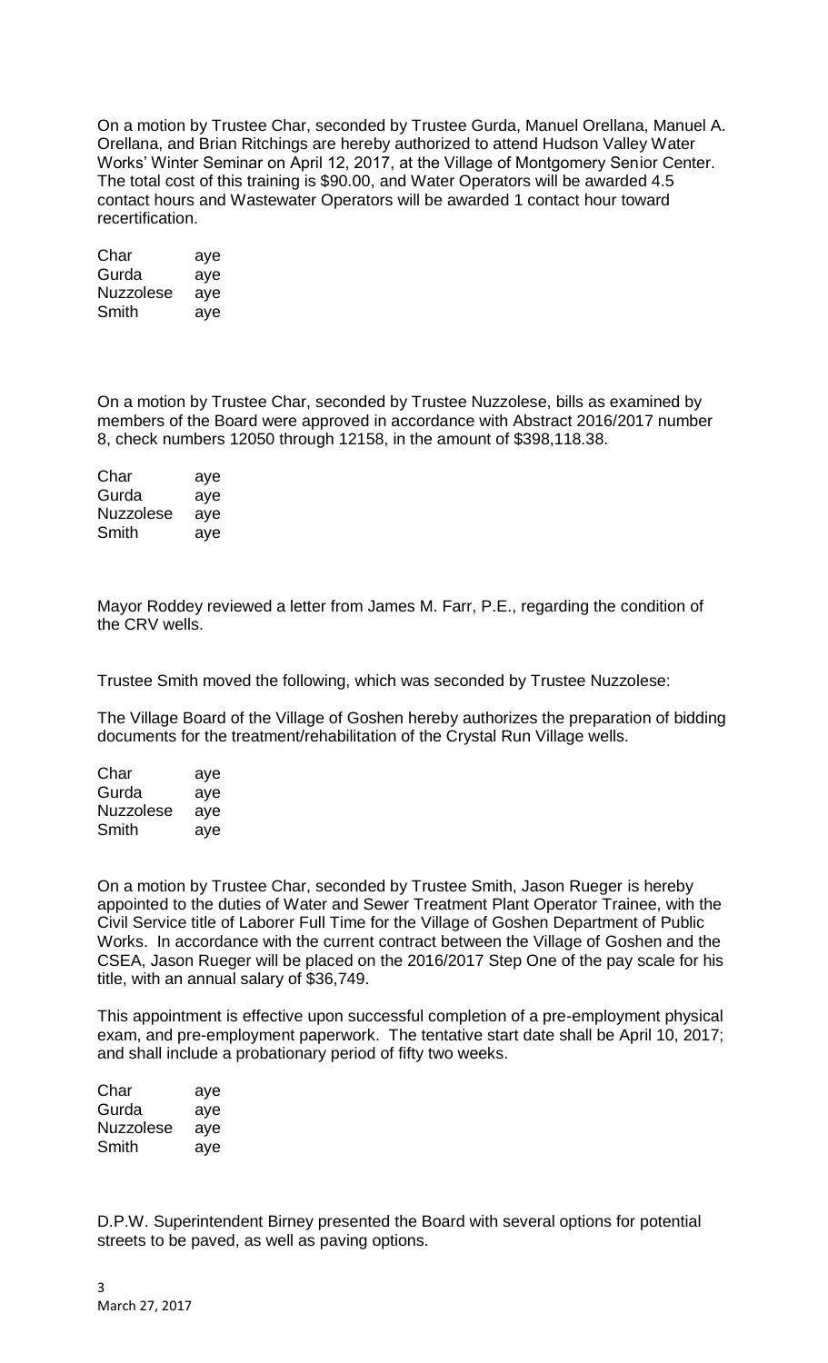On a motion by Trustee Char, seconded by Trustee Gurda, Manuel Orellana, Manuel A. Orellana, and Brian Ritchings are hereby authorized to attend Hudson Valley Water Works' Winter Seminar on April 12, 2017, at the Village of Montgomery Senior Center. The total cost of this training is $90.00, and Water Operators will be awarded 4.5 contact hours and Wastewater Operators will be awarded 1 contact hour toward recertification.

| | |
|---|---|
| Char | aye |
| Gurda | aye |
| Nuzzolese | aye |
| Smith | aye |

On a motion by Trustee Char, seconded by Trustee Nuzzolese, bills as examined by members of the Board were approved in accordance with Abstract 2016/2017 number 8, check numbers 12050 through 12158, in the amount of $398,118.38.

| | |
|---|---|
| Char | aye |
| Gurda | aye |
| Nuzzolese | aye |
| Smith | aye |

Mayor Roddey reviewed a letter from James M. Farr, P.E., regarding the condition of the CRV wells.

Trustee Smith moved the following, which was seconded by Trustee Nuzzolese:

The Village Board of the Village of Goshen hereby authorizes the preparation of bidding documents for the treatment/rehabilitation of the Crystal Run Village wells.

| | |
|---|---|
| Char | aye |
| Gurda | aye |
| Nuzzolese | aye |
| Smith | aye |

On a motion by Trustee Char, seconded by Trustee Smith, Jason Rueger is hereby appointed to the duties of Water and Sewer Treatment Plant Operator Trainee, with the Civil Service title of Laborer Full Time for the Village of Goshen Department of Public Works. In accordance with the current contract between the Village of Goshen and the CSEA, Jason Rueger will be placed on the 2016/2017 Step One of the pay scale for his title, with an annual salary of $36,749.

This appointment is effective upon successful completion of a pre-employment physical exam, and pre-employment paperwork. The tentative start date shall be April 10, 2017; and shall include a probationary period of fifty two weeks.

| | |
|---|---|
| Char | aye |
| Gurda | aye |
| Nuzzolese | aye |
| Smith | aye |

D.P.W. Superintendent Birney presented the Board with several options for potential streets to be paved, as well as paving options.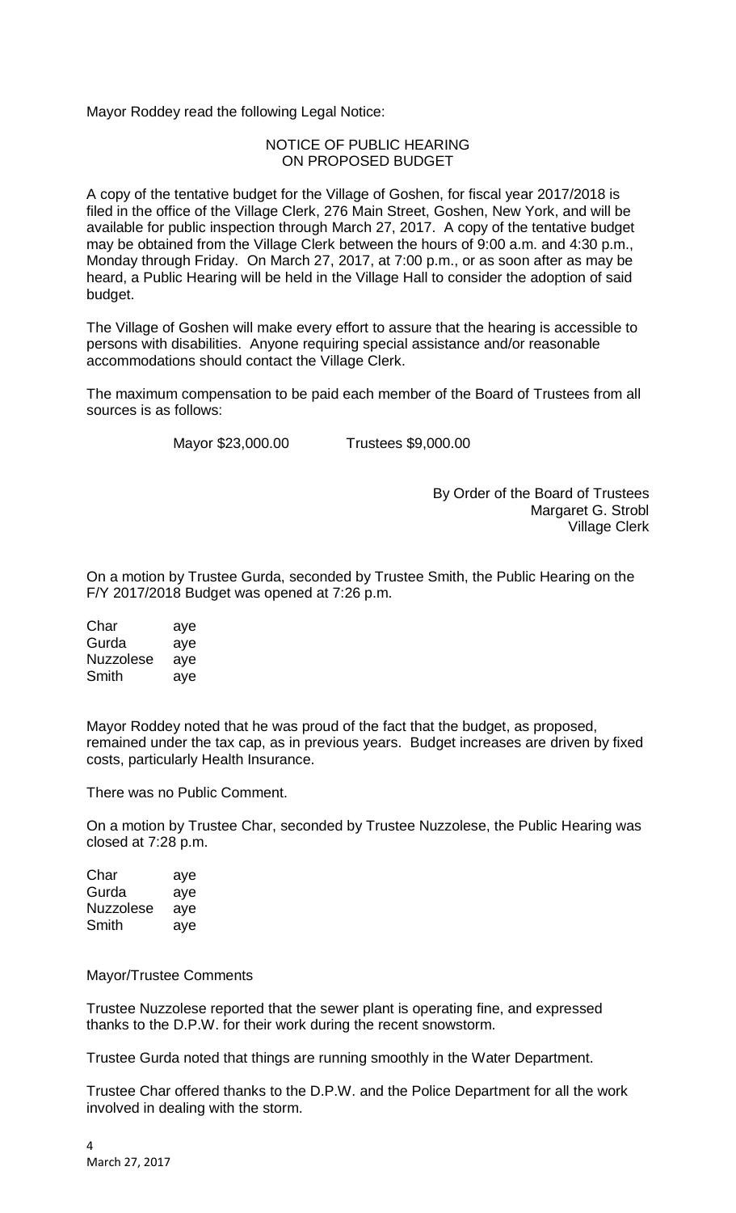Mayor Roddey read the following Legal Notice:

NOTICE OF PUBLIC HEARING
ON PROPOSED BUDGET

A copy of the tentative budget for the Village of Goshen, for fiscal year 2017/2018 is filed in the office of the Village Clerk, 276 Main Street, Goshen, New York, and will be available for public inspection through March 27, 2017. A copy of the tentative budget may be obtained from the Village Clerk between the hours of 9:00 a.m. and 4:30 p.m., Monday through Friday. On March 27, 2017, at 7:00 p.m., or as soon after as may be heard, a Public Hearing will be held in the Village Hall to consider the adoption of said budget.

The Village of Goshen will make every effort to assure that the hearing is accessible to persons with disabilities. Anyone requiring special assistance and/or reasonable accommodations should contact the Village Clerk.

The maximum compensation to be paid each member of the Board of Trustees from all sources is as follows:

Mayor $23,000.00 Trustees $9,000.00

By Order of the Board of Trustees
Margaret G. Strobl
Village Clerk

On a motion by Trustee Gurda, seconded by Trustee Smith, the Public Hearing on the F/Y 2017/2018 Budget was opened at 7:26 p.m.

| | |
|---|---|
| Char | aye |
| Gurda | aye |
| Nuzzolese | aye |
| Smith | aye |

Mayor Roddey noted that he was proud of the fact that the budget, as proposed, remained under the tax cap, as in previous years. Budget increases are driven by fixed costs, particularly Health Insurance.

There was no Public Comment.

On a motion by Trustee Char, seconded by Trustee Nuzzolese, the Public Hearing was closed at 7:28 p.m.

| | |
|---|---|
| Char | aye |
| Gurda | aye |
| Nuzzolese | aye |
| Smith | aye |

Mayor/Trustee Comments

Trustee Nuzzolese reported that the sewer plant is operating fine, and expressed thanks to the D.P.W. for their work during the recent snowstorm.

Trustee Gurda noted that things are running smoothly in the Water Department.

Trustee Char offered thanks to the D.P.W. and the Police Department for all the work involved in dealing with the storm.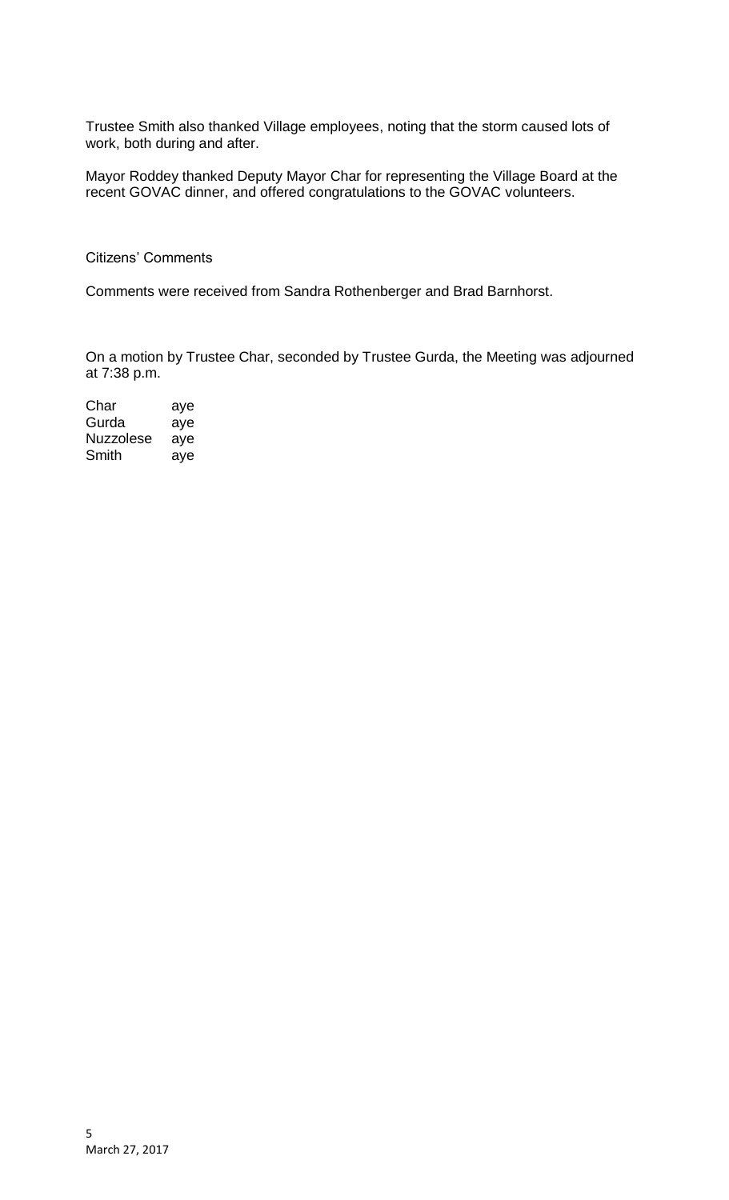Trustee Smith also thanked Village employees, noting that the storm caused lots of work, both during and after.

Mayor Roddey thanked Deputy Mayor Char for representing the Village Board at the recent GOVAC dinner, and offered congratulations to the GOVAC volunteers.

Citizens' Comments

Comments were received from Sandra Rothenberger and Brad Barnhorst.

On a motion by Trustee Char, seconded by Trustee Gurda, the Meeting was adjourned at 7:38 p.m.

| | |
|---|---|
| Char | aye |
| Gurda | aye |
| Nuzzolese | aye |
| Smith | aye |